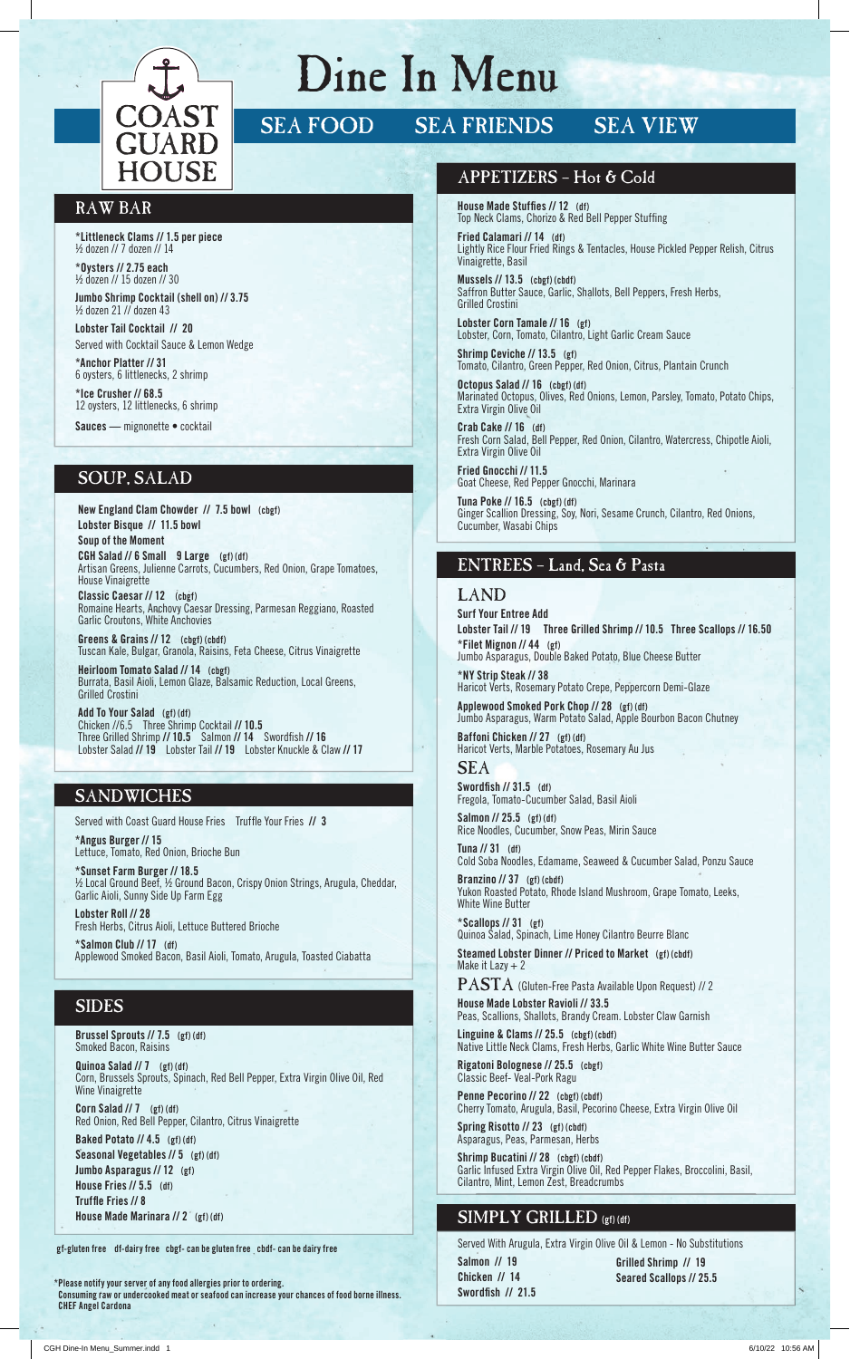# COAST GUARD HOUSE

# Dine In Menu

SEA FOOD SEA FRIENDS SEA VIEW

## RAW BAR

**\*Littleneck Clams // 1.5 per piece**
½ dozen // 7 dozen // 14

**\*Oysters // 2.75 each**
½ dozen // 15 dozen // 30

**Jumbo Shrimp Cocktail (shell on) // 3.75**
½ dozen 21 // dozen 43

**Lobster Tail Cocktail // 20**
Served with Cocktail Sauce & Lemon Wedge

**\*Anchor Platter // 31**
6 oysters, 6 littlenecks, 2 shrimp

**\*Ice Crusher // 68.5**
12 oysters, 12 littlenecks, 6 shrimp

**Sauces** — mignonette • cocktail

## SOUP, SALAD

**New England Clam Chowder // 7.5 bowl** (cbgf)

**Lobster Bisque // 11.5 bowl**

**Soup of the Moment**

**CGH Salad // 6 Small 9 Large** (gf) (df)
Artisan Greens, Julienne Carrots, Cucumbers, Red Onion, Grape Tomatoes, House Vinaigrette

**Classic Caesar // 12** (cbgf)
Romaine Hearts, Anchovy Caesar Dressing, Parmesan Reggiano, Roasted Garlic Croutons, White Anchovies

**Greens & Grains // 12** (cbgf) (cbdf)
Tuscan Kale, Bulgar, Granola, Raisins, Feta Cheese, Citrus Vinaigrette

**Heirloom Tomato Salad // 14** (cbgf)
Burrata, Basil Aioli, Lemon Glaze, Balsamic Reduction, Local Greens, Grilled Crostini

**Add To Your Salad** (gf) (df)
Chicken //6.5 Three Shrimp Cocktail **// 10.5**
Three Grilled Shrimp **// 10.5** Salmon **// 14** Swordfish **// 16**
Lobster Salad **// 19** Lobster Tail **// 19** Lobster Knuckle & Claw **// 17**

## SANDWICHES

Served with Coast Guard House Fries Truffle Your Fries **// 3**

**\*Angus Burger // 15**
Lettuce, Tomato, Red Onion, Brioche Bun

**\*Sunset Farm Burger // 18.5**
½ Local Ground Beef, ½ Ground Bacon, Crispy Onion Strings, Arugula, Cheddar, Garlic Aioli, Sunny Side Up Farm Egg

**Lobster Roll // 28**
Fresh Herbs, Citrus Aioli, Lettuce Buttered Brioche

**\*Salmon Club // 17** (df)
Applewood Smoked Bacon, Basil Aioli, Tomato, Arugula, Toasted Ciabatta

## SIDES

**Brussel Sprouts // 7.5** (gf) (df)
Smoked Bacon, Raisins

**Quinoa Salad // 7** (gf) (df)
Corn, Brussels Sprouts, Spinach, Red Bell Pepper, Extra Virgin Olive Oil, Red Wine Vinaigrette

**Corn Salad // 7** (gf) (df)
Red Onion, Red Bell Pepper, Cilantro, Citrus Vinaigrette

**Baked Potato // 4.5** (gf) (df)

**Seasonal Vegetables // 5** (gf) (df)

**Jumbo Asparagus // 12** (gf)

**House Fries // 5.5** (df)

**Truffle Fries // 8**

**House Made Marinara // 2** (gf) (df)

gf-gluten free df-dairy free cbgf- can be gluten free cbdf- can be dairy free

\*Please notify your server of any food allergies prior to ordering.
Consuming raw or undercooked meat or seafood can increase your chances of food borne illness.
CHEF Angel Cardona

## APPETIZERS – Hot & Cold

**House Made Stuffies // 12** (df)
Top Neck Clams, Chorizo & Red Bell Pepper Stuffing

**Fried Calamari // 14** (df)
Lightly Rice Flour Fried Rings & Tentacles, House Pickled Pepper Relish, Citrus Vinaigrette, Basil

**Mussels // 13.5** (cbgf) (cbdf)
Saffron Butter Sauce, Garlic, Shallots, Bell Peppers, Fresh Herbs, Grilled Crostini

**Lobster Corn Tamale // 16** (gf)
Lobster, Corn, Tomato, Cilantro, Light Garlic Cream Sauce

**Shrimp Ceviche // 13.5** (gf)
Tomato, Cilantro, Green Pepper, Red Onion, Citrus, Plantain Crunch

**Octopus Salad // 16** (cbgf) (df)
Marinated Octopus, Olives, Red Onions, Lemon, Parsley, Tomato, Potato Chips, Extra Virgin Olive Oil

**Crab Cake // 16** (df)
Fresh Corn Salad, Bell Pepper, Red Onion, Cilantro, Watercress, Chipotle Aioli, Extra Virgin Olive Oil

**Fried Gnocchi // 11.5**
Goat Cheese, Red Pepper Gnocchi, Marinara

**Tuna Poke // 16.5** (cbgf) (df)
Ginger Scallion Dressing, Soy, Nori, Sesame Crunch, Cilantro, Red Onions, Cucumber, Wasabi Chips

## ENTREES – Land, Sea & Pasta

### LAND

**Surf Your Entree Add**
**Lobster Tail // 19 Three Grilled Shrimp // 10.5 Three Scallops // 16.50**

**\*Filet Mignon // 44** (gf)
Jumbo Asparagus, Double Baked Potato, Blue Cheese Butter

**\*NY Strip Steak // 38**
Haricot Verts, Rosemary Potato Crepe, Peppercorn Demi-Glaze

**Applewood Smoked Pork Chop // 28** (gf) (df)
Jumbo Asparagus, Warm Potato Salad, Apple Bourbon Bacon Chutney

**Baffoni Chicken // 27** (gf) (df)
Haricot Verts, Marble Potatoes, Rosemary Au Jus

### SEA

**Swordfish // 31.5** (df)
Fregola, Tomato-Cucumber Salad, Basil Aioli

**Salmon // 25.5** (gf) (df)
Rice Noodles, Cucumber, Snow Peas, Mirin Sauce

**Tuna // 31** (df)
Cold Soba Noodles, Edamame, Seaweed & Cucumber Salad, Ponzu Sauce

**Branzino // 37** (gf) (cbdf)
Yukon Roasted Potato, Rhode Island Mushroom, Grape Tomato, Leeks, White Wine Butter

**\*Scallops // 31** (gf)
Quinoa Salad, Spinach, Lime Honey Cilantro Beurre Blanc

**Steamed Lobster Dinner // Priced to Market** (gf) (cbdf)
Make it Lazy + 2

### PASTA (Gluten-Free Pasta Available Upon Request) // 2

**House Made Lobster Ravioli // 33.5**
Peas, Scallions, Shallots, Brandy Cream. Lobster Claw Garnish

**Linguine & Clams // 25.5** (cbgf) (cbdf)
Native Little Neck Clams, Fresh Herbs, Garlic White Wine Butter Sauce

**Rigatoni Bolognese // 25.5** (cbgf)
Classic Beef- Veal-Pork Ragu

**Penne Pecorino // 22** (cbgf) (cbdf)
Cherry Tomato, Arugula, Basil, Pecorino Cheese, Extra Virgin Olive Oil

**Spring Risotto // 23** (gf) (cbdf)
Asparagus, Peas, Parmesan, Herbs

**Shrimp Bucatini // 28** (cbgf) (cbdf)
Garlic Infused Extra Virgin Olive Oil, Red Pepper Flakes, Broccolini, Basil, Cilantro, Mint, Lemon Zest, Breadcrumbs

## SIMPLY GRILLED (gf) (df)

Served With Arugula, Extra Virgin Olive Oil & Lemon - No Substitutions

**Salmon // 19**
**Chicken // 14**
**Swordfish // 21.5**
**Grilled Shrimp // 19**
**Seared Scallops // 25.5**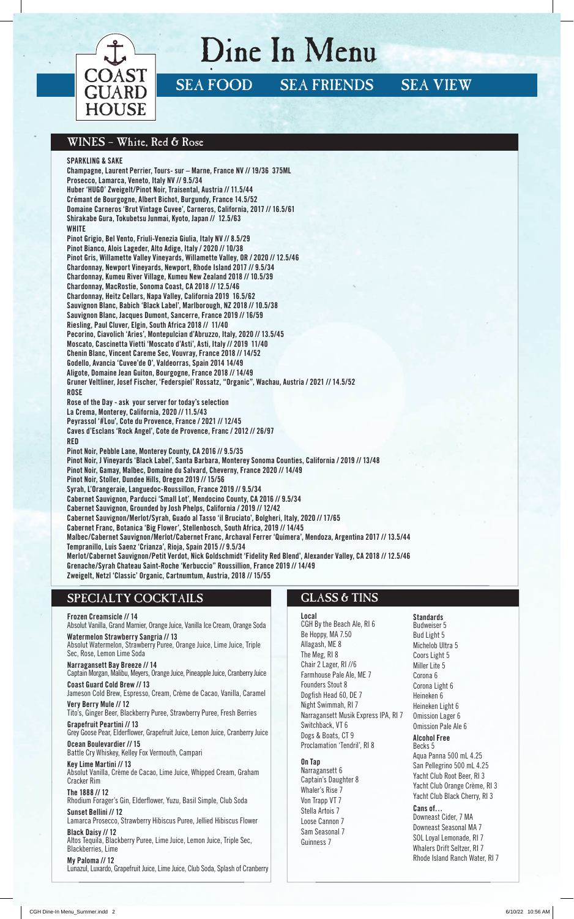COAST GUARD HOUSE

# Dine In Menu

SEA FOOD SEA FRIENDS SEA VIEW

## WINES – White, Red & Rose

**SPARKLING & SAKE**

Champagne, Laurent Perrier, Tours- sur – Marne, France NV // 19/36 375ML
Prosecco, Lamarca, Veneto, Italy NV // 9.5/34
Huber 'HUGO' Zweigelt/Pinot Noir, Traisental, Austria // 11.5/44
Crémant de Bourgogne, Albert Bichot, Burgundy, France 14.5/52
Domaine Carneros 'Brut Vintage Cuvee', Carneros, California, 2017 // 16.5/61
Shirakabe Gura, Tokubetsu Junmai, Kyoto, Japan // 12.5/63

**WHITE**

Pinot Grigio, Bel Vento, Friuli-Venezia Giulia, Italy NV // 8.5/29
Pinot Bianco, Alois Lageder, Alto Adige, Italy / 2020 // 10/38
Pinot Gris, Willamette Valley Vineyards, Willamette Valley, OR / 2020 // 12.5/46
Chardonnay, Newport Vineyards, Newport, Rhode Island 2017 // 9.5/34
Chardonnay, Kumeu River Village, Kumeu New Zealand 2018 // 10.5/39
Chardonnay, MacRostie, Sonoma Coast, CA 2018 // 12.5/46
Chardonnay, Heitz Cellars, Napa Valley, California 2019 16.5/62
Sauvignon Blanc, Babich 'Black Label', Marlborough, NZ 2018 // 10.5/38
Sauvignon Blanc, Jacques Dumont, Sancerre, France 2019 // 16/59
Riesling, Paul Cluver, Elgin, South Africa 2018 // 11/40
Pecorino, Ciavolich 'Aries', Montepulcian d'Abruzzo, Italy, 2020 // 13.5/45
Moscato, Cascinetta Vietti 'Moscato d'Asti', Asti, Italy // 2019 11/40
Chenin Blanc, Vincent Careme Sec, Vouvray, France 2018 // 14/52
Godello, Avancia 'Cuvee'de O', Valdeorras, Spain 2014 14/49
Aligote, Domaine Jean Guiton, Bourgogne, France 2018 // 14/49
Gruner Veltliner, Josef Fischer, 'Federspiel' Rossatz, "Organic", Wachau, Austria / 2021 // 14.5/52

**ROSE**

Rose of the Day - ask your server for today's selection
La Crema, Monterey, California, 2020 // 11.5/43
Peyrassol '#Lou', Cote du Provence, France / 2021 // 12/45
Caves d'Esclans 'Rock Angel', Cote de Provence, Franc / 2012 // 26/97

**RED**

Pinot Noir, Pebble Lane, Monterey County, CA 2016 // 9.5/35
Pinot Noir, J Vineyards 'Black Label', Santa Barbara, Monterey Sonoma Counties, California / 2019 // 13/48
Pinot Noir, Gamay, Malbec, Domaine du Salvard, Cheverny, France 2020 // 14/49
Pinot Noir, Stoller, Dundee Hills, Oregon 2019 // 15/56
Syrah, L'Orangeraie, Languedoc-Roussillon, France 2019 // 9.5/34
Cabernet Sauvignon, Parducci 'Small Lot', Mendocino County, CA 2016 // 9.5/34
Cabernet Sauvignon, Grounded by Josh Phelps, California / 2019 // 12/42
Cabernet Sauvignon/Merlot/Syrah, Guado al Tasso 'il Bruciato', Bolgheri, Italy, 2020 // 17/65
Cabernet Franc, Botanica 'Big Flower', Stellenbosch, South Africa, 2019 // 14/45
Malbec/Cabernet Sauvignon/Merlot/Cabernet Franc, Archaval Ferrer 'Quimera', Mendoza, Argentina 2017 // 13.5/44
Tempranillo, Luis Saenz 'Crianza', Rioja, Spain 2015 // 9.5/34
Merlot/Cabernet Sauvignon/Petit Verdot, Nick Goldschmidt 'Fidelity Red Blend', Alexander Valley, CA 2018 // 12.5/46
Grenache/Syrah Chateau Saint-Roche 'Kerbuccio" Roussillion, France 2019 // 14/49
Zweigelt, Netzl 'Classic' Organic, Cartnumtum, Austria, 2018 // 15/55

## SPECIALTY COCKTAILS

**Frozen Creamsicle // 14**
Absolut Vanilla, Grand Marnier, Orange Juice, Vanilla Ice Cream, Orange Soda

**Watermelon Strawberry Sangria // 13**
Absolut Watermelon, Strawberry Puree, Orange Juice, Lime Juice, Triple Sec, Rose, Lemon Lime Soda

**Narragansett Bay Breeze // 14**
Captain Morgan, Malibu, Meyers, Orange Juice, Pineapple Juice, Cranberry Juice

**Coast Guard Cold Brew // 13**
Jameson Cold Brew, Espresso, Cream, Crème de Cacao, Vanilla, Caramel

**Very Berry Mule // 12**
Tito's, Ginger Beer, Blackberry Puree, Strawberry Puree, Fresh Berries

**Grapefruit Peartini // 13**
Grey Goose Pear, Elderflower, Grapefruit Juice, Lemon Juice, Cranberry Juice

**Ocean Boulevardier // 15**
Battle Cry Whiskey, Kelley Fox Vermouth, Campari

**Key Lime Martini // 13**
Absolut Vanilla, Crème de Cacao, Lime Juice, Whipped Cream, Graham Cracker Rim

**The 1888 // 12**
Rhodium Forager's Gin, Elderflower, Yuzu, Basil Simple, Club Soda

**Sunset Bellini // 12**
Lamarca Prosecco, Strawberry Hibiscus Puree, Jellied Hibiscus Flower

**Black Daisy // 12**
Altos Tequila, Blackberry Puree, Lime Juice, Lemon Juice, Triple Sec, Blackberries, Lime

**My Paloma // 12**
Lunazul, Luxardo, Grapefruit Juice, Lime Juice, Club Soda, Splash of Cranberry

## GLASS & TINS

**Local**
CGH By the Beach Ale, RI 6
Be Hoppy, MA 7.50
Allagash, ME 8
The Meg, RI 8
Chair 2 Lager, RI //6
Farmhouse Pale Ale, ME 7
Founders Stout 8
Dogfish Head 60, DE 7
Night Swimmah, RI 7
Narragansett Musik Express IPA, RI 7
Switchback, VT 6
Dogs & Boats, CT 9
Proclamation 'Tendril', RI 8

**On Tap**
Narragansett 6
Captain's Daughter 8
Whaler's Rise 7
Von Trapp VT 7
Stella Artois 7
Loose Cannon 7
Sam Seasonal 7
Guinness 7

**Standards**
Budweiser 5
Bud Light 5
Michelob Ultra 5
Coors Light 5
Miller Lite 5
Corona 6
Corona Light 6
Heineken 6
Heineken Light 6
Omission Lager 6
Omission Pale Ale 6

**Alcohol Free**
Becks 5
Aqua Panna 500 mL 4.25
San Pellegrino 500 mL 4.25
Yacht Club Root Beer, RI 3
Yacht Club Orange Crème, RI 3
Yacht Club Black Cherry, RI 3

**Cans of…**
Downeast Cider, 7 MA
Downeast Seasonal MA 7
SOL Loyal Lemonade, RI 7
Whalers Drift Seltzer, RI 7
Rhode Island Ranch Water, RI 7